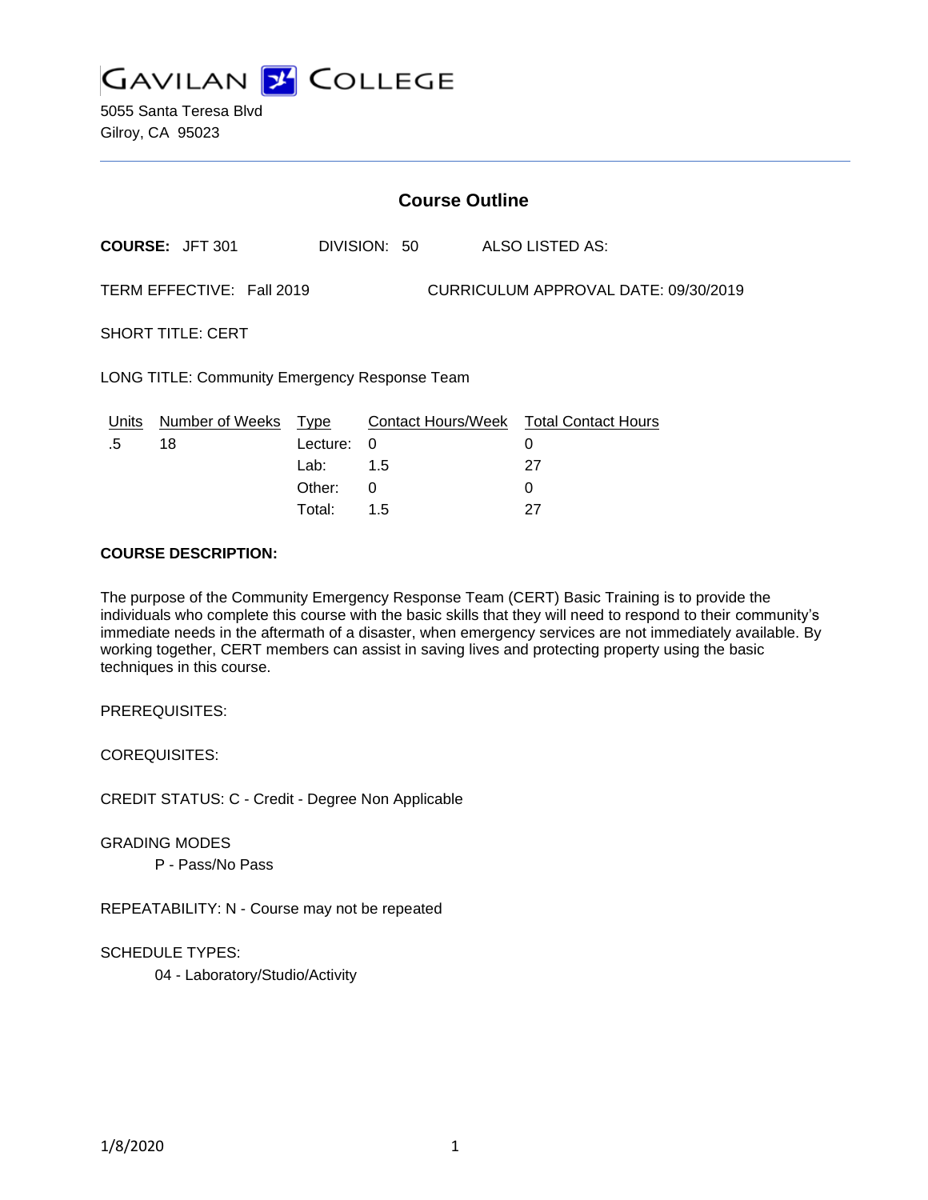# GAVILAN COLLEGE

5055 Santa Teresa Blvd
Gilroy, CA 95023

---

## Course Outline

**COURSE:** JFT 301 DIVISION: 50 ALSO LISTED AS:

TERM EFFECTIVE: Fall 2019 CURRICULUM APPROVAL DATE: 09/30/2019

SHORT TITLE: CERT

LONG TITLE: Community Emergency Response Team

| Units | Number of Weeks | Type | Contact Hours/Week | Total Contact Hours |
|---|---|---|---|---|
| .5 | 18 | Lecture: | 0 | 0 |
| | | Lab: | 1.5 | 27 |
| | | Other: | 0 | 0 |
| | | Total: | 1.5 | 27 |

**COURSE DESCRIPTION:**

The purpose of the Community Emergency Response Team (CERT) Basic Training is to provide the individuals who complete this course with the basic skills that they will need to respond to their community's immediate needs in the aftermath of a disaster, when emergency services are not immediately available. By working together, CERT members can assist in saving lives and protecting property using the basic techniques in this course.

PREREQUISITES:

COREQUISITES:

CREDIT STATUS: C - Credit - Degree Non Applicable

GRADING MODES

P - Pass/No Pass

REPEATABILITY: N - Course may not be repeated

SCHEDULE TYPES:

04 - Laboratory/Studio/Activity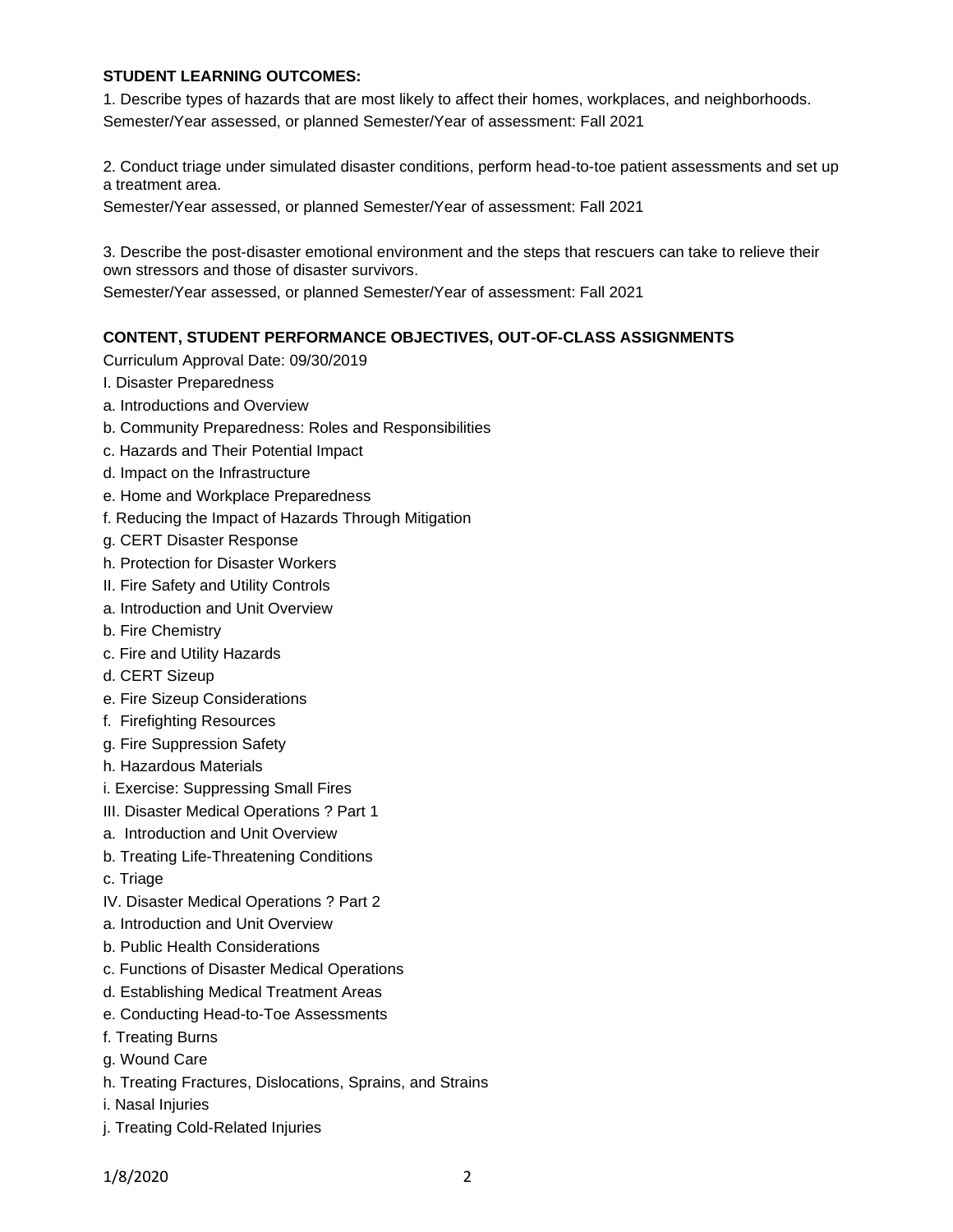**STUDENT LEARNING OUTCOMES:**

1. Describe types of hazards that are most likely to affect their homes, workplaces, and neighborhoods.
Semester/Year assessed, or planned Semester/Year of assessment: Fall 2021

2. Conduct triage under simulated disaster conditions, perform head-to-toe patient assessments and set up a treatment area.
Semester/Year assessed, or planned Semester/Year of assessment: Fall 2021

3. Describe the post-disaster emotional environment and the steps that rescuers can take to relieve their own stressors and those of disaster survivors.
Semester/Year assessed, or planned Semester/Year of assessment: Fall 2021

**CONTENT, STUDENT PERFORMANCE OBJECTIVES, OUT-OF-CLASS ASSIGNMENTS**

Curriculum Approval Date: 09/30/2019

I. Disaster Preparedness

a. Introductions and Overview

b. Community Preparedness: Roles and Responsibilities

c. Hazards and Their Potential Impact

d. Impact on the Infrastructure

e. Home and Workplace Preparedness

f. Reducing the Impact of Hazards Through Mitigation

g. CERT Disaster Response

h. Protection for Disaster Workers

II. Fire Safety and Utility Controls

a. Introduction and Unit Overview

b. Fire Chemistry

c. Fire and Utility Hazards

d. CERT Sizeup

e. Fire Sizeup Considerations

f. Firefighting Resources

g. Fire Suppression Safety

h. Hazardous Materials

i. Exercise: Suppressing Small Fires

III. Disaster Medical Operations ? Part 1

a. Introduction and Unit Overview

b. Treating Life-Threatening Conditions

c. Triage

IV. Disaster Medical Operations ? Part 2

a. Introduction and Unit Overview

b. Public Health Considerations

c. Functions of Disaster Medical Operations

d. Establishing Medical Treatment Areas

e. Conducting Head-to-Toe Assessments

f. Treating Burns

g. Wound Care

h. Treating Fractures, Dislocations, Sprains, and Strains

i. Nasal Injuries

j. Treating Cold-Related Injuries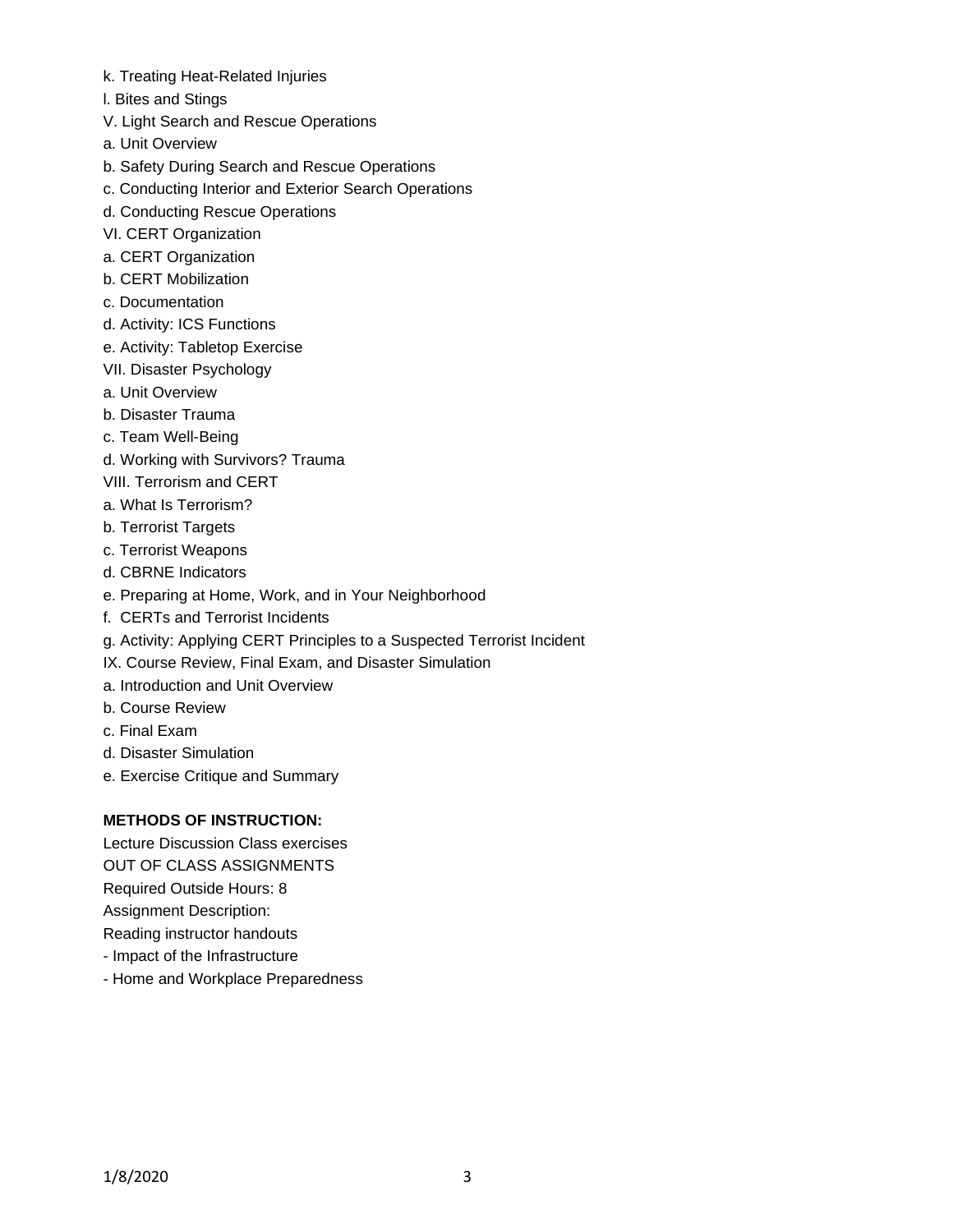k. Treating Heat-Related Injuries

l. Bites and Stings

V. Light Search and Rescue Operations

a. Unit Overview

b. Safety During Search and Rescue Operations

c. Conducting Interior and Exterior Search Operations

d. Conducting Rescue Operations

VI. CERT Organization

a. CERT Organization

b. CERT Mobilization

c. Documentation

d. Activity: ICS Functions

e. Activity: Tabletop Exercise

VII. Disaster Psychology

a. Unit Overview

b. Disaster Trauma

c. Team Well-Being

d. Working with Survivors? Trauma

VIII. Terrorism and CERT

a. What Is Terrorism?

b. Terrorist Targets

c. Terrorist Weapons

d. CBRNE Indicators

e. Preparing at Home, Work, and in Your Neighborhood

f. CERTs and Terrorist Incidents

g. Activity: Applying CERT Principles to a Suspected Terrorist Incident

IX. Course Review, Final Exam, and Disaster Simulation

a. Introduction and Unit Overview

b. Course Review

c. Final Exam

d. Disaster Simulation

e. Exercise Critique and Summary

**METHODS OF INSTRUCTION:**

Lecture Discussion Class exercises

OUT OF CLASS ASSIGNMENTS

Required Outside Hours: 8

Assignment Description:

Reading instructor handouts

- Impact of the Infrastructure
- Home and Workplace Preparedness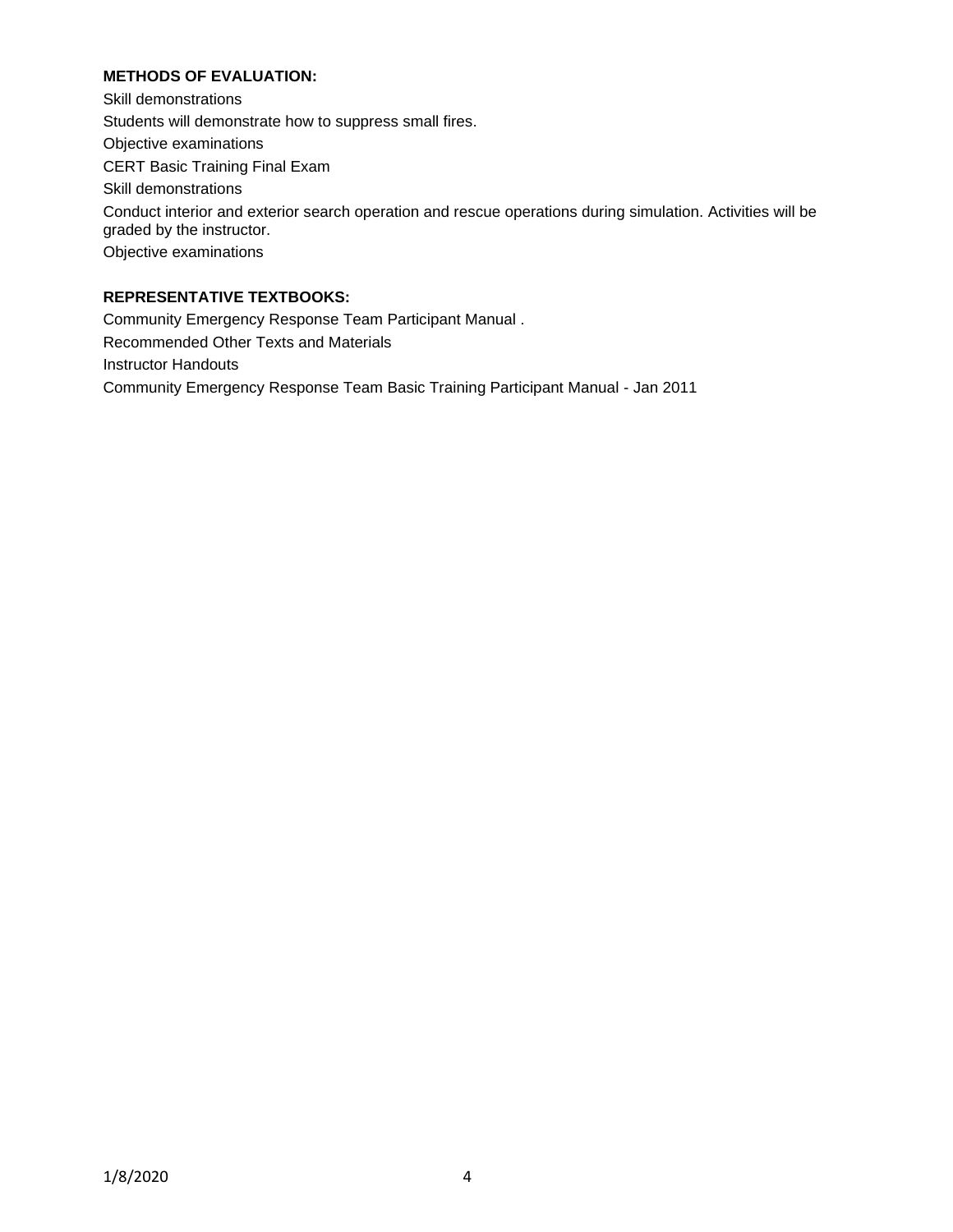**METHODS OF EVALUATION:**

Skill demonstrations

Students will demonstrate how to suppress small fires.

Objective examinations

CERT Basic Training Final Exam

Skill demonstrations

Conduct interior and exterior search operation and rescue operations during simulation. Activities will be graded by the instructor.

Objective examinations

**REPRESENTATIVE TEXTBOOKS:**

Community Emergency Response Team Participant Manual .

Recommended Other Texts and Materials

Instructor Handouts

Community Emergency Response Team Basic Training Participant Manual - Jan 2011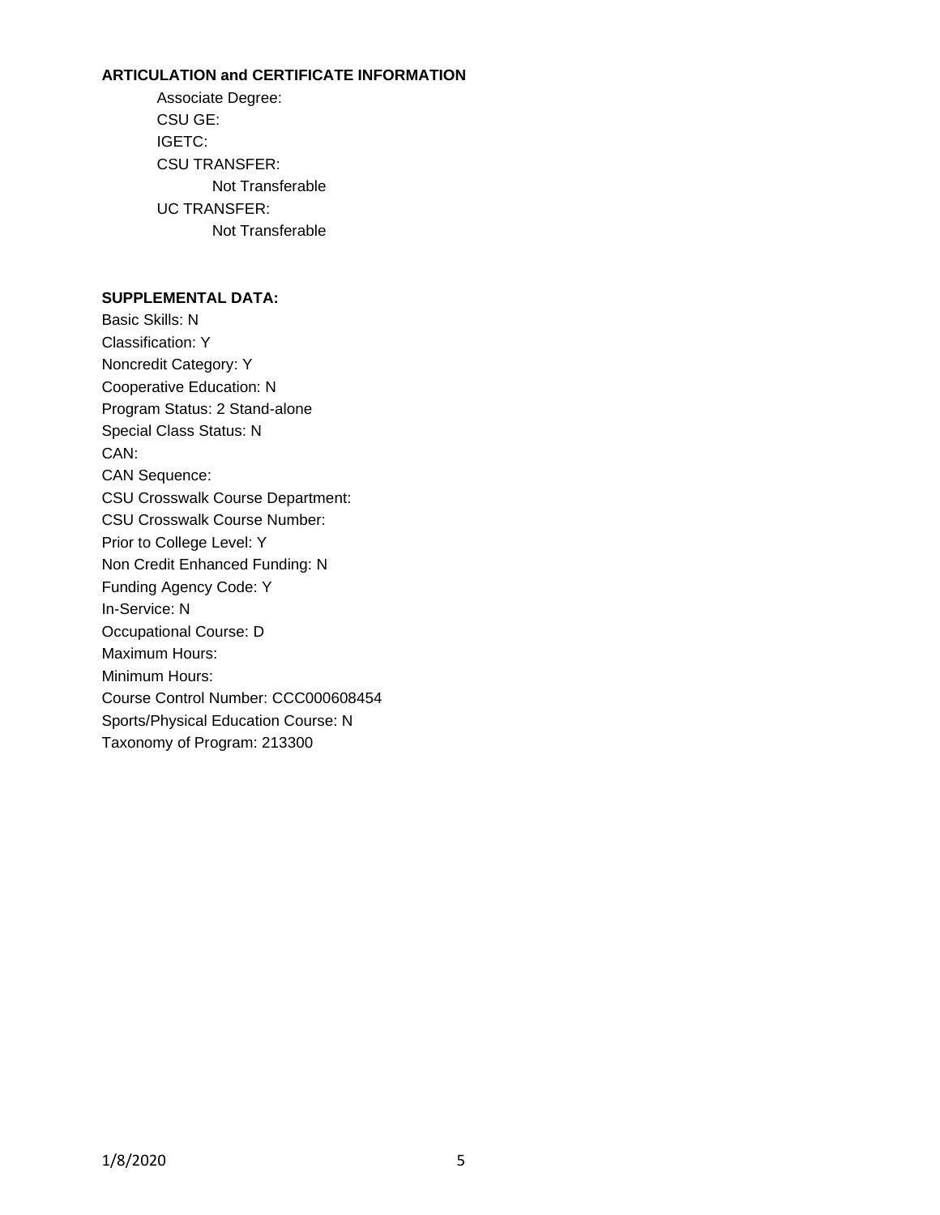**ARTICULATION and CERTIFICATE INFORMATION**

Associate Degree:
CSU GE:
IGETC:
CSU TRANSFER:
Not Transferable
UC TRANSFER:
Not Transferable

**SUPPLEMENTAL DATA:**

Basic Skills: N
Classification: Y
Noncredit Category: Y
Cooperative Education: N
Program Status: 2 Stand-alone
Special Class Status: N
CAN:
CAN Sequence:
CSU Crosswalk Course Department:
CSU Crosswalk Course Number:
Prior to College Level: Y
Non Credit Enhanced Funding: N
Funding Agency Code: Y
In-Service: N
Occupational Course: D
Maximum Hours:
Minimum Hours:
Course Control Number: CCC000608454
Sports/Physical Education Course: N
Taxonomy of Program: 213300

1/8/2020